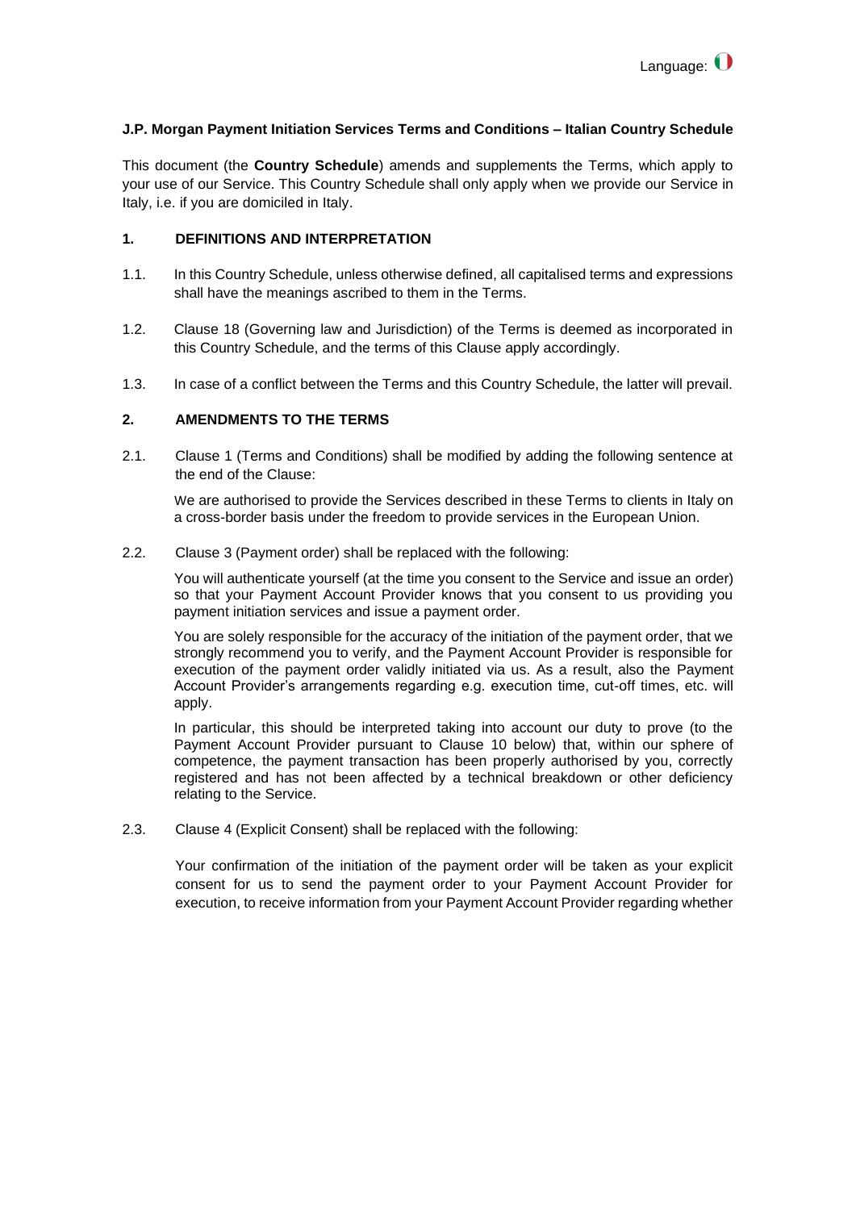Language:

**J.P. Morgan Payment Initiation Services Terms and Conditions – Italian Country Schedule**

This document (the **Country Schedule**) amends and supplements the Terms, which apply to your use of our Service. This Country Schedule shall only apply when we provide our Service in Italy, i.e. if you are domiciled in Italy.

## 1. DEFINITIONS AND INTERPRETATION

1.1. In this Country Schedule, unless otherwise defined, all capitalised terms and expressions shall have the meanings ascribed to them in the Terms.

1.2. Clause 18 (Governing law and Jurisdiction) of the Terms is deemed as incorporated in this Country Schedule, and the terms of this Clause apply accordingly.

1.3. In case of a conflict between the Terms and this Country Schedule, the latter will prevail.

## 2. AMENDMENTS TO THE TERMS

2.1. Clause 1 (Terms and Conditions) shall be modified by adding the following sentence at the end of the Clause:

We are authorised to provide the Services described in these Terms to clients in Italy on a cross-border basis under the freedom to provide services in the European Union.

2.2. Clause 3 (Payment order) shall be replaced with the following:

You will authenticate yourself (at the time you consent to the Service and issue an order) so that your Payment Account Provider knows that you consent to us providing you payment initiation services and issue a payment order.

You are solely responsible for the accuracy of the initiation of the payment order, that we strongly recommend you to verify, and the Payment Account Provider is responsible for execution of the payment order validly initiated via us. As a result, also the Payment Account Provider's arrangements regarding e.g. execution time, cut-off times, etc. will apply.

In particular, this should be interpreted taking into account our duty to prove (to the Payment Account Provider pursuant to Clause 10 below) that, within our sphere of competence, the payment transaction has been properly authorised by you, correctly registered and has not been affected by a technical breakdown or other deficiency relating to the Service.

2.3. Clause 4 (Explicit Consent) shall be replaced with the following:

Your confirmation of the initiation of the payment order will be taken as your explicit consent for us to send the payment order to your Payment Account Provider for execution, to receive information from your Payment Account Provider regarding whether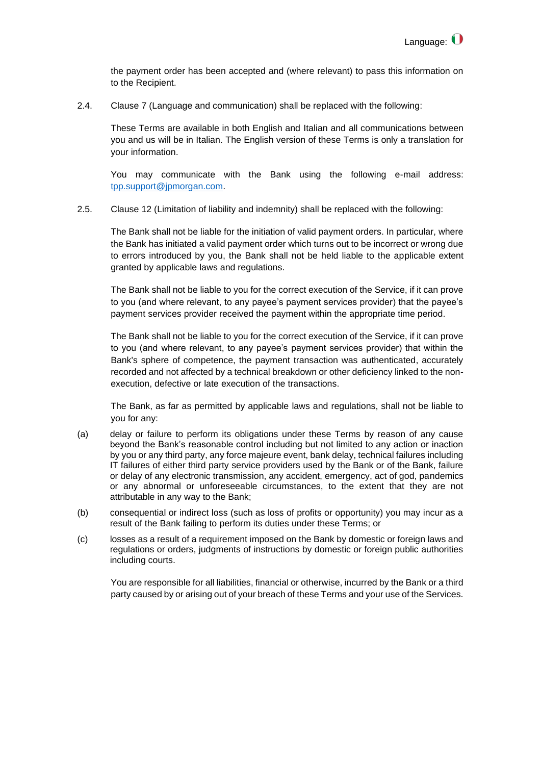the payment order has been accepted and (where relevant) to pass this information on to the Recipient.

2.4. Clause 7 (Language and communication) shall be replaced with the following:

These Terms are available in both English and Italian and all communications between you and us will be in Italian. The English version of these Terms is only a translation for your information.

You may communicate with the Bank using the following e-mail address: tpp.support@jpmorgan.com.

2.5. Clause 12 (Limitation of liability and indemnity) shall be replaced with the following:

The Bank shall not be liable for the initiation of valid payment orders. In particular, where the Bank has initiated a valid payment order which turns out to be incorrect or wrong due to errors introduced by you, the Bank shall not be held liable to the applicable extent granted by applicable laws and regulations.

The Bank shall not be liable to you for the correct execution of the Service, if it can prove to you (and where relevant, to any payee's payment services provider) that the payee's payment services provider received the payment within the appropriate time period.

The Bank shall not be liable to you for the correct execution of the Service, if it can prove to you (and where relevant, to any payee's payment services provider) that within the Bank's sphere of competence, the payment transaction was authenticated, accurately recorded and not affected by a technical breakdown or other deficiency linked to the non-execution, defective or late execution of the transactions.

The Bank, as far as permitted by applicable laws and regulations, shall not be liable to you for any:

(a) delay or failure to perform its obligations under these Terms by reason of any cause beyond the Bank's reasonable control including but not limited to any action or inaction by you or any third party, any force majeure event, bank delay, technical failures including IT failures of either third party service providers used by the Bank or of the Bank, failure or delay of any electronic transmission, any accident, emergency, act of god, pandemics or any abnormal or unforeseeable circumstances, to the extent that they are not attributable in any way to the Bank;

(b) consequential or indirect loss (such as loss of profits or opportunity) you may incur as a result of the Bank failing to perform its duties under these Terms; or

(c) losses as a result of a requirement imposed on the Bank by domestic or foreign laws and regulations or orders, judgments of instructions by domestic or foreign public authorities including courts.

You are responsible for all liabilities, financial or otherwise, incurred by the Bank or a third party caused by or arising out of your breach of these Terms and your use of the Services.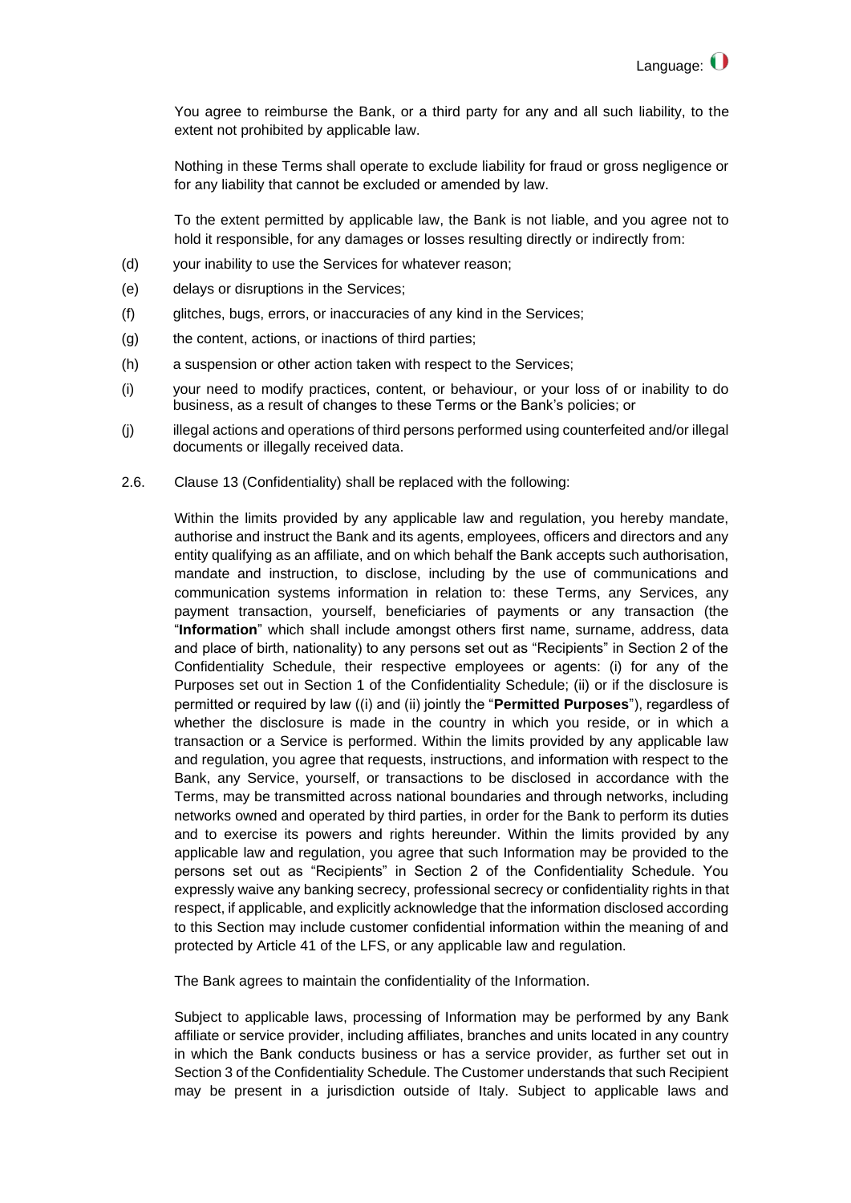You agree to reimburse the Bank, or a third party for any and all such liability, to the extent not prohibited by applicable law.

Nothing in these Terms shall operate to exclude liability for fraud or gross negligence or for any liability that cannot be excluded or amended by law.

To the extent permitted by applicable law, the Bank is not liable, and you agree not to hold it responsible, for any damages or losses resulting directly or indirectly from:

(d) your inability to use the Services for whatever reason;

(e) delays or disruptions in the Services;

(f) glitches, bugs, errors, or inaccuracies of any kind in the Services;

(g) the content, actions, or inactions of third parties;

(h) a suspension or other action taken with respect to the Services;

(i) your need to modify practices, content, or behaviour, or your loss of or inability to do business, as a result of changes to these Terms or the Bank's policies; or

(j) illegal actions and operations of third persons performed using counterfeited and/or illegal documents or illegally received data.

2.6. Clause 13 (Confidentiality) shall be replaced with the following:

Within the limits provided by any applicable law and regulation, you hereby mandate, authorise and instruct the Bank and its agents, employees, officers and directors and any entity qualifying as an affiliate, and on which behalf the Bank accepts such authorisation, mandate and instruction, to disclose, including by the use of communications and communication systems information in relation to: these Terms, any Services, any payment transaction, yourself, beneficiaries of payments or any transaction (the "**Information**" which shall include amongst others first name, surname, address, data and place of birth, nationality) to any persons set out as "Recipients" in Section 2 of the Confidentiality Schedule, their respective employees or agents: (i) for any of the Purposes set out in Section 1 of the Confidentiality Schedule; (ii) or if the disclosure is permitted or required by law ((i) and (ii) jointly the "**Permitted Purposes**"), regardless of whether the disclosure is made in the country in which you reside, or in which a transaction or a Service is performed. Within the limits provided by any applicable law and regulation, you agree that requests, instructions, and information with respect to the Bank, any Service, yourself, or transactions to be disclosed in accordance with the Terms, may be transmitted across national boundaries and through networks, including networks owned and operated by third parties, in order for the Bank to perform its duties and to exercise its powers and rights hereunder. Within the limits provided by any applicable law and regulation, you agree that such Information may be provided to the persons set out as "Recipients" in Section 2 of the Confidentiality Schedule. You expressly waive any banking secrecy, professional secrecy or confidentiality rights in that respect, if applicable, and explicitly acknowledge that the information disclosed according to this Section may include customer confidential information within the meaning of and protected by Article 41 of the LFS, or any applicable law and regulation.

The Bank agrees to maintain the confidentiality of the Information.

Subject to applicable laws, processing of Information may be performed by any Bank affiliate or service provider, including affiliates, branches and units located in any country in which the Bank conducts business or has a service provider, as further set out in Section 3 of the Confidentiality Schedule. The Customer understands that such Recipient may be present in a jurisdiction outside of Italy. Subject to applicable laws and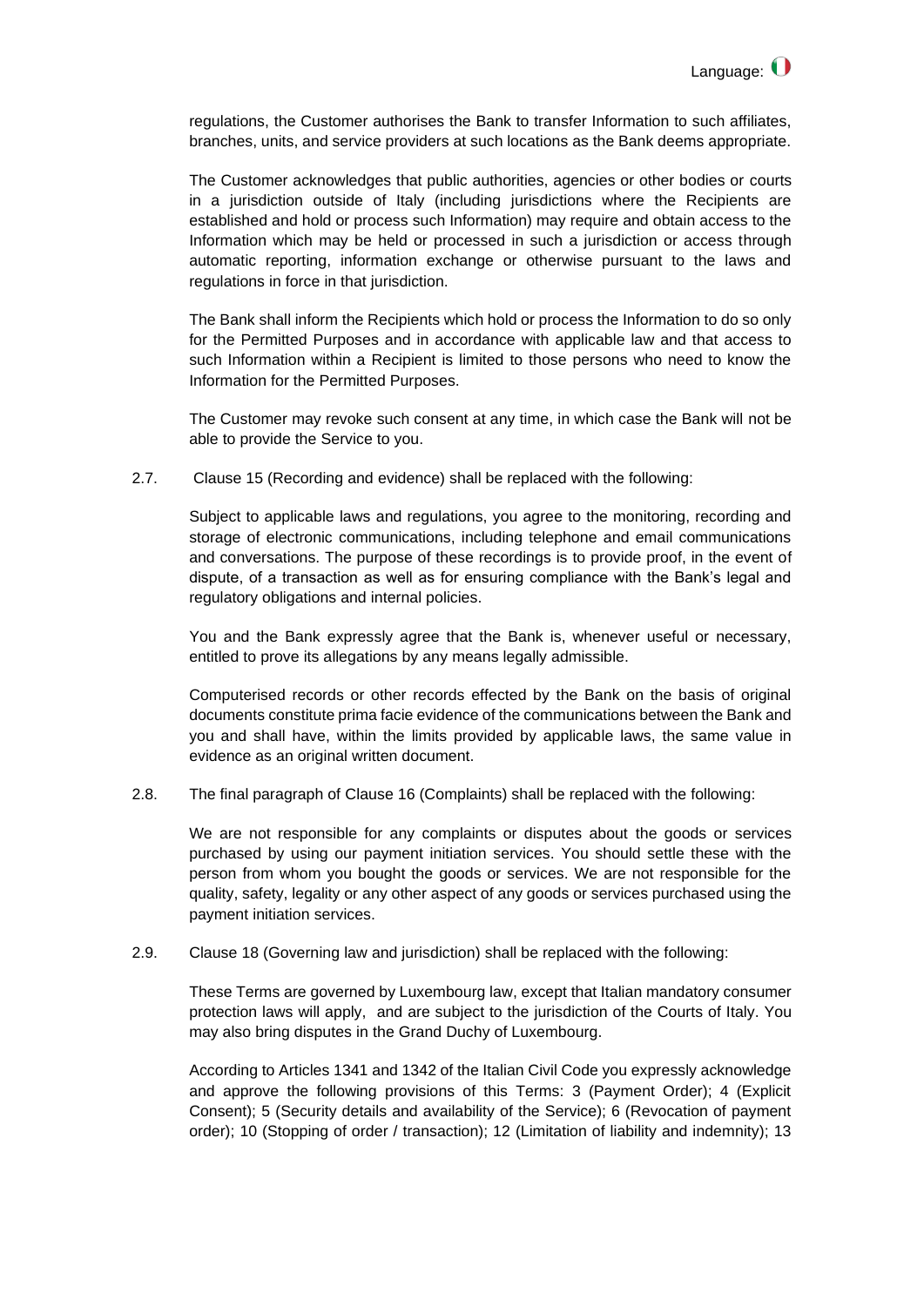regulations, the Customer authorises the Bank to transfer Information to such affiliates, branches, units, and service providers at such locations as the Bank deems appropriate.

The Customer acknowledges that public authorities, agencies or other bodies or courts in a jurisdiction outside of Italy (including jurisdictions where the Recipients are established and hold or process such Information) may require and obtain access to the Information which may be held or processed in such a jurisdiction or access through automatic reporting, information exchange or otherwise pursuant to the laws and regulations in force in that jurisdiction.

The Bank shall inform the Recipients which hold or process the Information to do so only for the Permitted Purposes and in accordance with applicable law and that access to such Information within a Recipient is limited to those persons who need to know the Information for the Permitted Purposes.

The Customer may revoke such consent at any time, in which case the Bank will not be able to provide the Service to you.

2.7. Clause 15 (Recording and evidence) shall be replaced with the following:

Subject to applicable laws and regulations, you agree to the monitoring, recording and storage of electronic communications, including telephone and email communications and conversations. The purpose of these recordings is to provide proof, in the event of dispute, of a transaction as well as for ensuring compliance with the Bank's legal and regulatory obligations and internal policies.

You and the Bank expressly agree that the Bank is, whenever useful or necessary, entitled to prove its allegations by any means legally admissible.

Computerised records or other records effected by the Bank on the basis of original documents constitute prima facie evidence of the communications between the Bank and you and shall have, within the limits provided by applicable laws, the same value in evidence as an original written document.

2.8. The final paragraph of Clause 16 (Complaints) shall be replaced with the following:

We are not responsible for any complaints or disputes about the goods or services purchased by using our payment initiation services. You should settle these with the person from whom you bought the goods or services. We are not responsible for the quality, safety, legality or any other aspect of any goods or services purchased using the payment initiation services.

2.9. Clause 18 (Governing law and jurisdiction) shall be replaced with the following:

These Terms are governed by Luxembourg law, except that Italian mandatory consumer protection laws will apply, and are subject to the jurisdiction of the Courts of Italy. You may also bring disputes in the Grand Duchy of Luxembourg.

According to Articles 1341 and 1342 of the Italian Civil Code you expressly acknowledge and approve the following provisions of this Terms: 3 (Payment Order); 4 (Explicit Consent); 5 (Security details and availability of the Service); 6 (Revocation of payment order); 10 (Stopping of order / transaction); 12 (Limitation of liability and indemnity); 13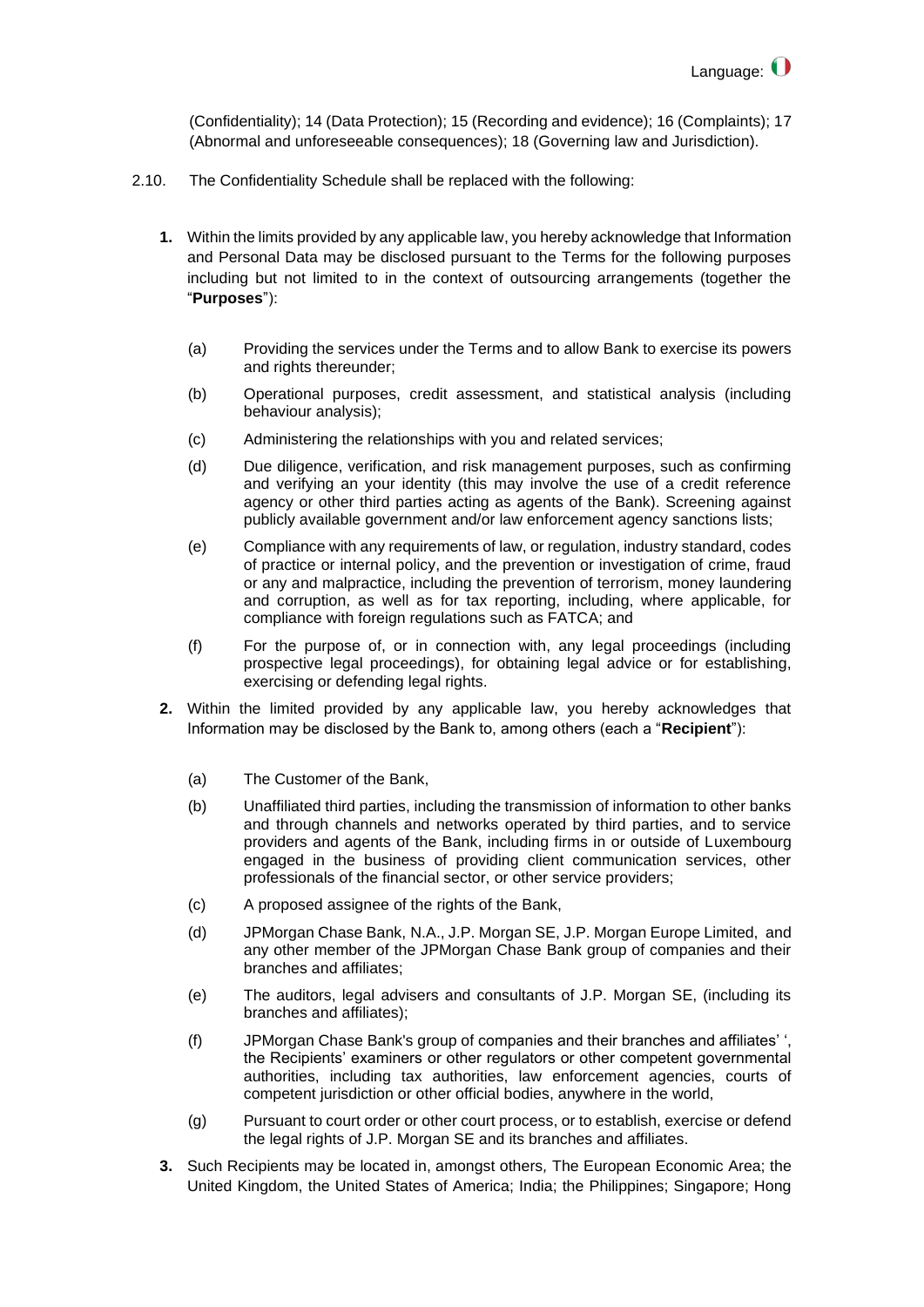(Confidentiality); 14 (Data Protection); 15 (Recording and evidence); 16 (Complaints); 17 (Abnormal and unforeseeable consequences); 18 (Governing law and Jurisdiction).

2.10. The Confidentiality Schedule shall be replaced with the following:

**1.** Within the limits provided by any applicable law, you hereby acknowledge that Information and Personal Data may be disclosed pursuant to the Terms for the following purposes including but not limited to in the context of outsourcing arrangements (together the "**Purposes**"):

(a) Providing the services under the Terms and to allow Bank to exercise its powers and rights thereunder;

(b) Operational purposes, credit assessment, and statistical analysis (including behaviour analysis);

(c) Administering the relationships with you and related services;

(d) Due diligence, verification, and risk management purposes, such as confirming and verifying an your identity (this may involve the use of a credit reference agency or other third parties acting as agents of the Bank). Screening against publicly available government and/or law enforcement agency sanctions lists;

(e) Compliance with any requirements of law, or regulation, industry standard, codes of practice or internal policy, and the prevention or investigation of crime, fraud or any and malpractice, including the prevention of terrorism, money laundering and corruption, as well as for tax reporting, including, where applicable, for compliance with foreign regulations such as FATCA; and

(f) For the purpose of, or in connection with, any legal proceedings (including prospective legal proceedings), for obtaining legal advice or for establishing, exercising or defending legal rights.

**2.** Within the limited provided by any applicable law, you hereby acknowledges that Information may be disclosed by the Bank to, among others (each a "**Recipient**"):

(a) The Customer of the Bank,

(b) Unaffiliated third parties, including the transmission of information to other banks and through channels and networks operated by third parties, and to service providers and agents of the Bank, including firms in or outside of Luxembourg engaged in the business of providing client communication services, other professionals of the financial sector, or other service providers;

(c) A proposed assignee of the rights of the Bank,

(d) JPMorgan Chase Bank, N.A., J.P. Morgan SE, J.P. Morgan Europe Limited, and any other member of the JPMorgan Chase Bank group of companies and their branches and affiliates;

(e) The auditors, legal advisers and consultants of J.P. Morgan SE, (including its branches and affiliates);

(f) JPMorgan Chase Bank's group of companies and their branches and affiliates' ', the Recipients' examiners or other regulators or other competent governmental authorities, including tax authorities, law enforcement agencies, courts of competent jurisdiction or other official bodies, anywhere in the world,

(g) Pursuant to court order or other court process, or to establish, exercise or defend the legal rights of J.P. Morgan SE and its branches and affiliates.

**3.** Such Recipients may be located in, amongst others, The European Economic Area; the United Kingdom, the United States of America; India; the Philippines; Singapore; Hong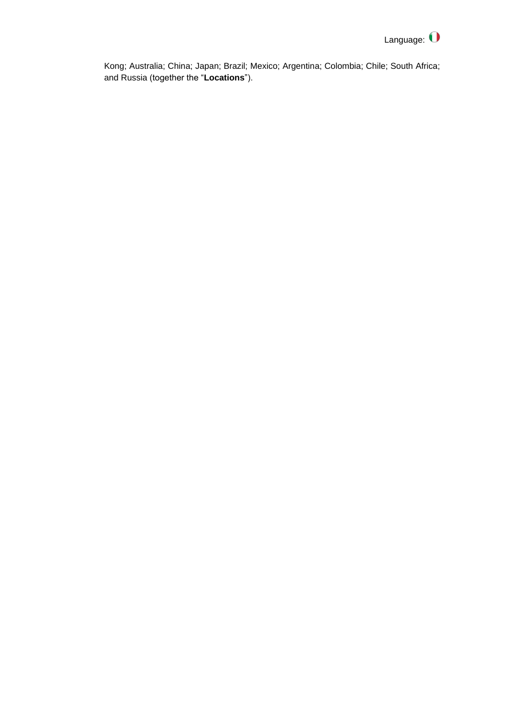Kong; Australia; China; Japan; Brazil; Mexico; Argentina; Colombia; Chile; South Africa; and Russia (together the “**Locations**”).